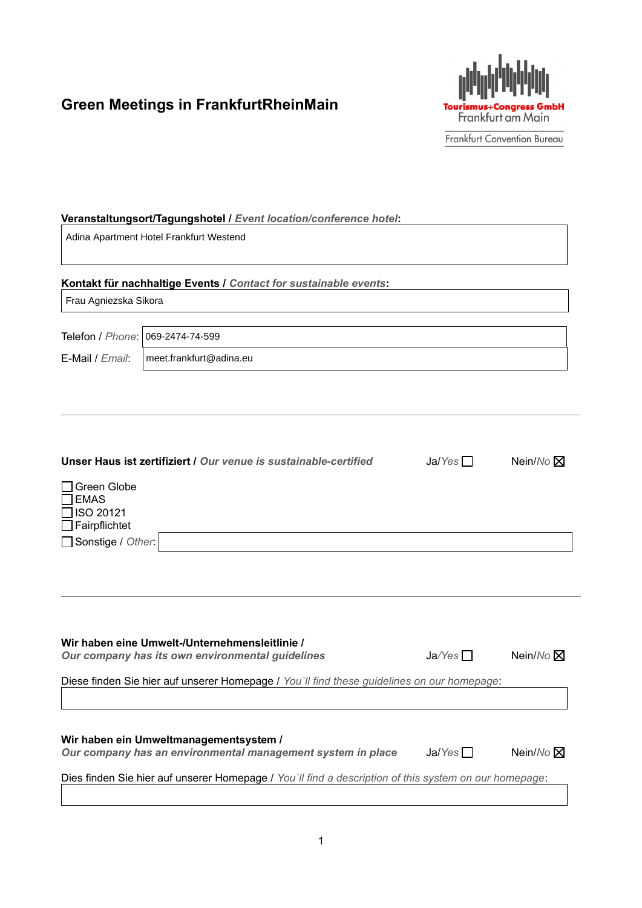# Green Meetings in FrankfurtRheinMain

Tourismus+Congress GmbH
Frankfurt am Main
Frankfurt Convention Bureau

**Veranstaltungsort/Tagungshotel /** ***Event location/conference hotel*****:**

Adina Apartment Hotel Frankfurt Westend

**Kontakt für nachhaltige Events /** ***Contact for sustainable events*****:**

Frau Agniezska Sikora

Telefon / *Phone*: 069-2474-74-599

E-Mail / *Email*: meet.frankfurt@adina.eu

---

**Unser Haus ist zertifiziert /** ***Our venue is sustainable-certified*** — Ja/*Yes* ☐ Nein/*No* ☒

- ☐ Green Globe
- ☐ EMAS
- ☐ ISO 20121
- ☐ Fairpflichtet
- ☐ Sonstige / *Other*:

---

**Wir haben eine Umwelt-/Unternehmensleitlinie /**
***Our company has its own environmental guidelines*** — Ja/*Yes* ☐ Nein/*No* ☒

Diese finden Sie hier auf unserer Homepage / *You`ll find these guidelines on our homepage*:

**Wir haben ein Umweltmanagementsystem /**
***Our company has an environmental management system in place*** — Ja/*Yes* ☐ Nein/*No* ☒

Dies finden Sie hier auf unserer Homepage / *You`ll find a description of this system on our homepage*: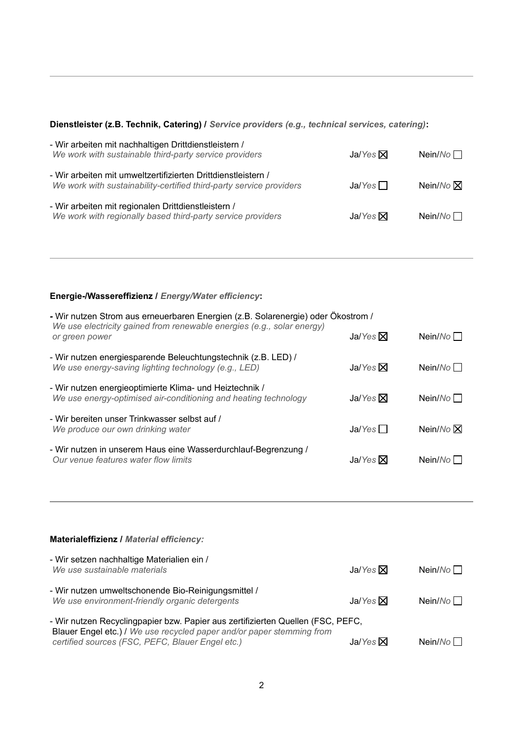**Dienstleister (z.B. Technik, Catering) /** ***Service providers (e.g., technical services, catering)*****:**

| | | |
|---|---|---|
| - Wir arbeiten mit nachhaltigen Drittdienstleistern / *We work with sustainable third-party service providers* | Ja/*Yes* ☒ | Nein/*No* ☐ |
| - Wir arbeiten mit umweltzertifizierten Drittdienstleistern / *We work with sustainability-certified third-party service providers* | Ja/*Yes* ☐ | Nein/*No* ☒ |
| - Wir arbeiten mit regionalen Drittdienstleistern / *We work with regionally based third-party service providers* | Ja/*Yes* ☒ | Nein/*No* ☐ |

---

**Energie-/Wassereffizienz /** ***Energy/Water efficiency*****:**

| | | |
|---|---|---|
| - Wir nutzen Strom aus erneuerbaren Energien (z.B. Solarenergie) oder Ökostrom / *We use electricity gained from renewable energies (e.g., solar energy) or green power* | Ja/*Yes* ☒ | Nein/*No* ☐ |
| - Wir nutzen energiesparende Beleuchtungstechnik (z.B. LED) / *We use energy-saving lighting technology (e.g., LED)* | Ja/*Yes* ☒ | Nein/*No* ☐ |
| - Wir nutzen energieoptimierte Klima- und Heiztechnik / *We use energy-optimised air-conditioning and heating technology* | Ja/*Yes* ☒ | Nein/*No* ☐ |
| - Wir bereiten unser Trinkwasser selbst auf / *We produce our own drinking water* | Ja/*Yes* ☐ | Nein/*No* ☒ |
| - Wir nutzen in unserem Haus eine Wasserdurchlauf-Begrenzung / *Our venue features water flow limits* | Ja/*Yes* ☒ | Nein/*No* ☐ |

---

**Materialeffizienz /** ***Material efficiency:***

| | | |
|---|---|---|
| - Wir setzen nachhaltige Materialien ein / *We use sustainable materials* | Ja/*Yes* ☒ | Nein/*No* ☐ |
| - Wir nutzen umweltschonende Bio-Reinigungsmittel / *We use environment-friendly organic detergents* | Ja/*Yes* ☒ | Nein/*No* ☐ |
| - Wir nutzen Recyclingpapier bzw. Papier aus zertifizierten Quellen (FSC, PEFC, Blauer Engel etc.) / *We use recycled paper and/or paper stemming from certified sources (FSC, PEFC, Blauer Engel etc.)* | Ja/*Yes* ☒ | Nein/*No* ☐ |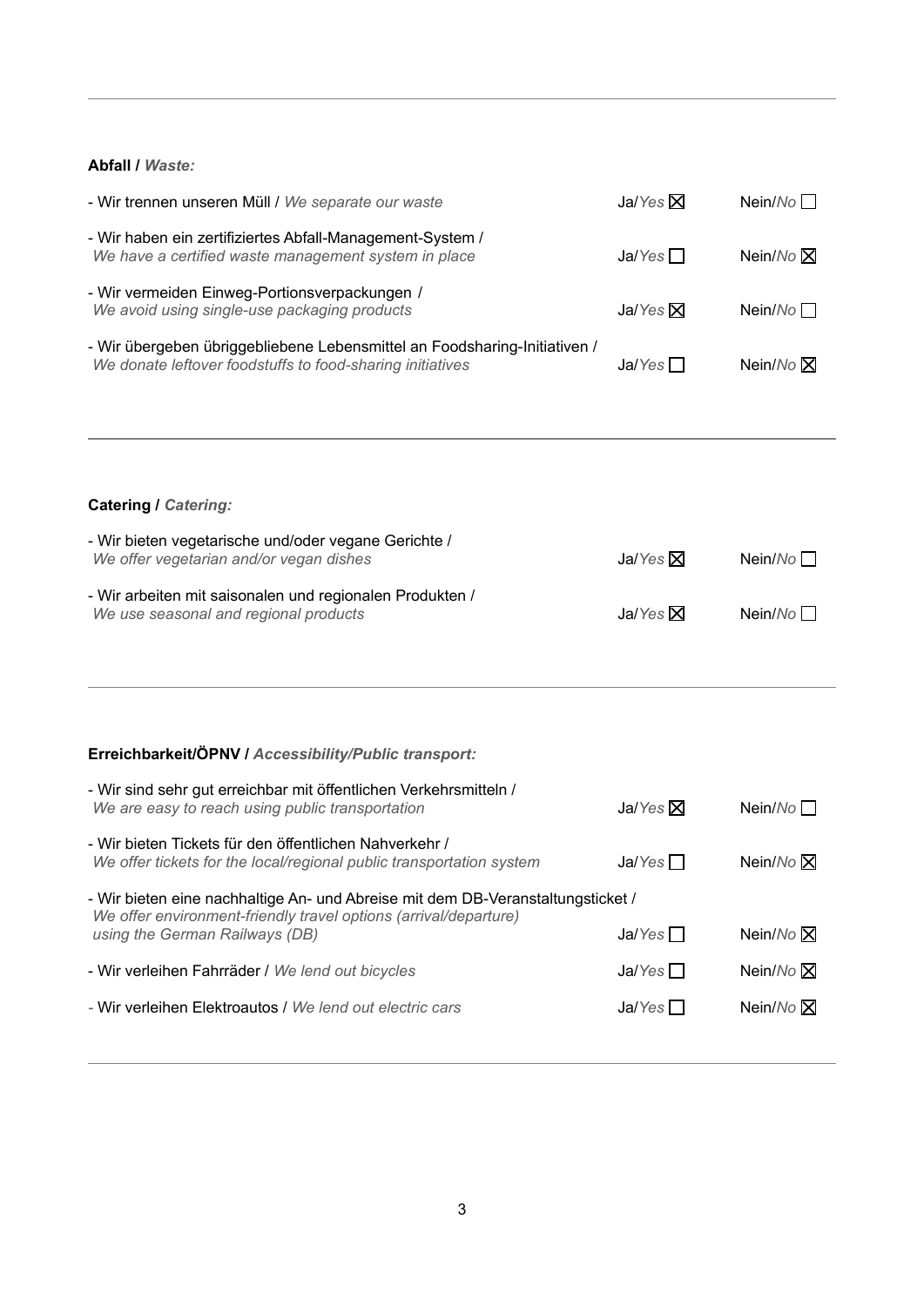**Abfall /** ***Waste:***

| | | |
|---|---|---|
| - Wir trennen unseren Müll / *We separate our waste* | Ja/*Yes* ☒ | Nein/*No* ☐ |
| - Wir haben ein zertifiziertes Abfall-Management-System / *We have a certified waste management system in place* | Ja/*Yes* ☐ | Nein/*No* ☒ |
| - Wir vermeiden Einweg-Portionsverpackungen / *We avoid using single-use packaging products* | Ja/*Yes* ☒ | Nein/*No* ☐ |
| - Wir übergeben übriggebliebene Lebensmittel an Foodsharing-Initiativen / *We donate leftover foodstuffs to food-sharing initiatives* | Ja/*Yes* ☐ | Nein/*No* ☒ |

---

**Catering /** ***Catering:***

| | | |
|---|---|---|
| - Wir bieten vegetarische und/oder vegane Gerichte / *We offer vegetarian and/or vegan dishes* | Ja/*Yes* ☒ | Nein/*No* ☐ |
| - Wir arbeiten mit saisonalen und regionalen Produkten / *We use seasonal and regional products* | Ja/*Yes* ☒ | Nein/*No* ☐ |

---

**Erreichbarkeit/ÖPNV /** ***Accessibility/Public transport:***

| | | |
|---|---|---|
| - Wir sind sehr gut erreichbar mit öffentlichen Verkehrsmitteln / *We are easy to reach using public transportation* | Ja/*Yes* ☒ | Nein/*No* ☐ |
| - Wir bieten Tickets für den öffentlichen Nahverkehr / *We offer tickets for the local/regional public transportation system* | Ja/*Yes* ☐ | Nein/*No* ☒ |
| - Wir bieten eine nachhaltige An- und Abreise mit dem DB-Veranstaltungsticket / *We offer environment-friendly travel options (arrival/departure) using the German Railways (DB)* | Ja/*Yes* ☐ | Nein/*No* ☒ |
| - Wir verleihen Fahrräder / *We lend out bicycles* | Ja/*Yes* ☐ | Nein/*No* ☒ |
| - Wir verleihen Elektroautos / *We lend out electric cars* | Ja/*Yes* ☐ | Nein/*No* ☒ |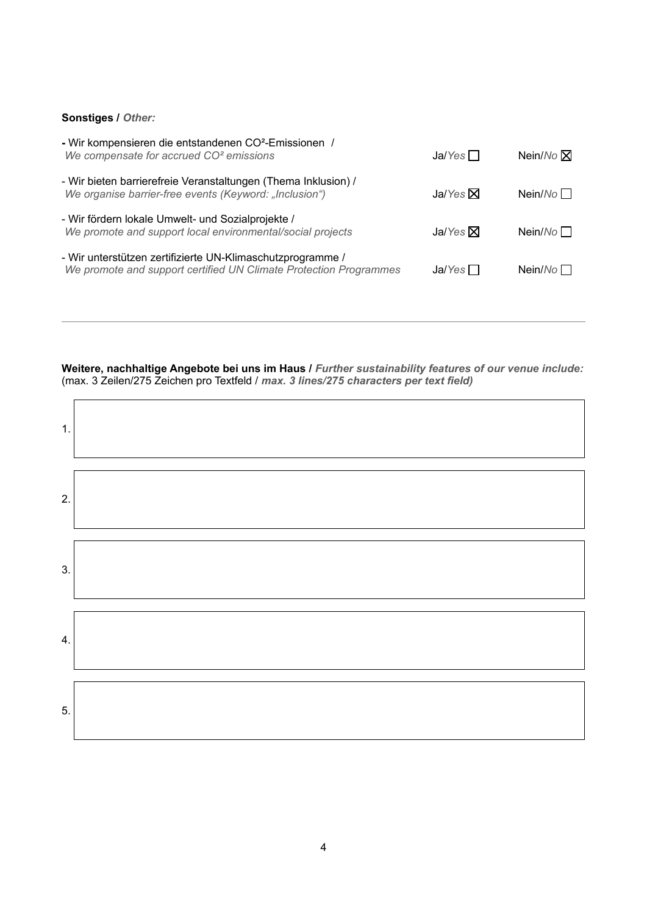**Sonstiges /** ***Other:***

| | | |
|---|---|---|
| - Wir kompensieren die entstandenen $CO^2$-Emissionen / *We compensate for accrued $CO^2$ emissions* | Ja/*Yes* ☐ | Nein/*No* ☒ |
| - Wir bieten barrierefreie Veranstaltungen (Thema Inklusion) / *We organise barrier-free events (Keyword: „Inclusion“)* | Ja/*Yes* ☒ | Nein/*No* ☐ |
| - Wir fördern lokale Umwelt- und Sozialprojekte / *We promote and support local environmental/social projects* | Ja/*Yes* ☒ | Nein/*No* ☐ |
| - Wir unterstützen zertifizierte UN-Klimaschutzprogramme / *We promote and support certified UN Climate Protection Programmes* | Ja/*Yes* ☐ | Nein/*No* ☐ |

---

**Weitere, nachhaltige Angebote bei uns im Haus /** ***Further sustainability features of our venue include:***
(max. 3 Zeilen/275 Zeichen pro Textfeld / ***max. 3 lines/275 characters per text field)***

1.

2.

3.

4.

5.